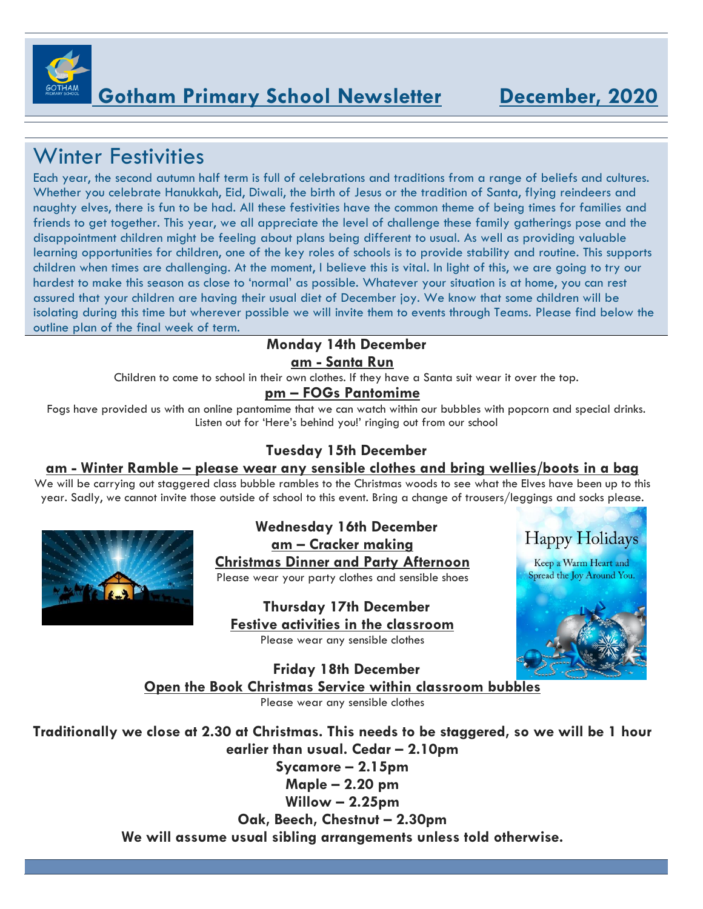# Gotham Primary School Newsletter  December, 2020

## Winter Festivities

Each year, the second autumn half term is full of celebrations and traditions from a range of beliefs and cultures. Whether you celebrate Hanukkah, Eid, Diwali, the birth of Jesus or the tradition of Santa, flying reindeers and naughty elves, there is fun to be had. All these festivities have the common theme of being times for families and friends to get together. This year, we all appreciate the level of challenge these family gatherings pose and the disappointment children might be feeling about plans being different to usual. As well as providing valuable learning opportunities for children, one of the key roles of schools is to provide stability and routine. This supports children when times are challenging. At the moment, I believe this is vital. In light of this, we are going to try our hardest to make this season as close to 'normal' as possible. Whatever your situation is at home, you can rest assured that your children are having their usual diet of December joy. We know that some children will be isolating during this time but wherever possible we will invite them to events through Teams. Please find below the outline plan of the final week of term.

**Monday 14th December**

**am - Santa Run**

Children to come to school in their own clothes. If they have a Santa suit wear it over the top.

**pm – FOGs Pantomime**

Fogs have provided us with an online pantomime that we can watch within our bubbles with popcorn and special drinks. Listen out for 'Here's behind you!' ringing out from our school

**Tuesday 15th December**

**am - Winter Ramble – please wear any sensible clothes and bring wellies/boots in a bag**

We will be carrying out staggered class bubble rambles to the Christmas woods to see what the Elves have been up to this year. Sadly, we cannot invite those outside of school to this event. Bring a change of trousers/leggings and socks please.

**Wednesday 16th December**

**am – Cracker making**

**Christmas Dinner and Party Afternoon**

Please wear your party clothes and sensible shoes

**Thursday 17th December**

**Festive activities in the classroom**

Please wear any sensible clothes

**Friday 18th December**

**Open the Book Christmas Service within classroom bubbles**

Please wear any sensible clothes

Happy Holidays

Keep a Warm Heart and Spread the Joy Around You.

**Traditionally we close at 2.30 at Christmas. This needs to be staggered, so we will be 1 hour earlier than usual. Cedar – 2.10pm**

**Sycamore – 2.15pm**

**Maple – 2.20 pm**

**Willow – 2.25pm**

**Oak, Beech, Chestnut – 2.30pm**

**We will assume usual sibling arrangements unless told otherwise.**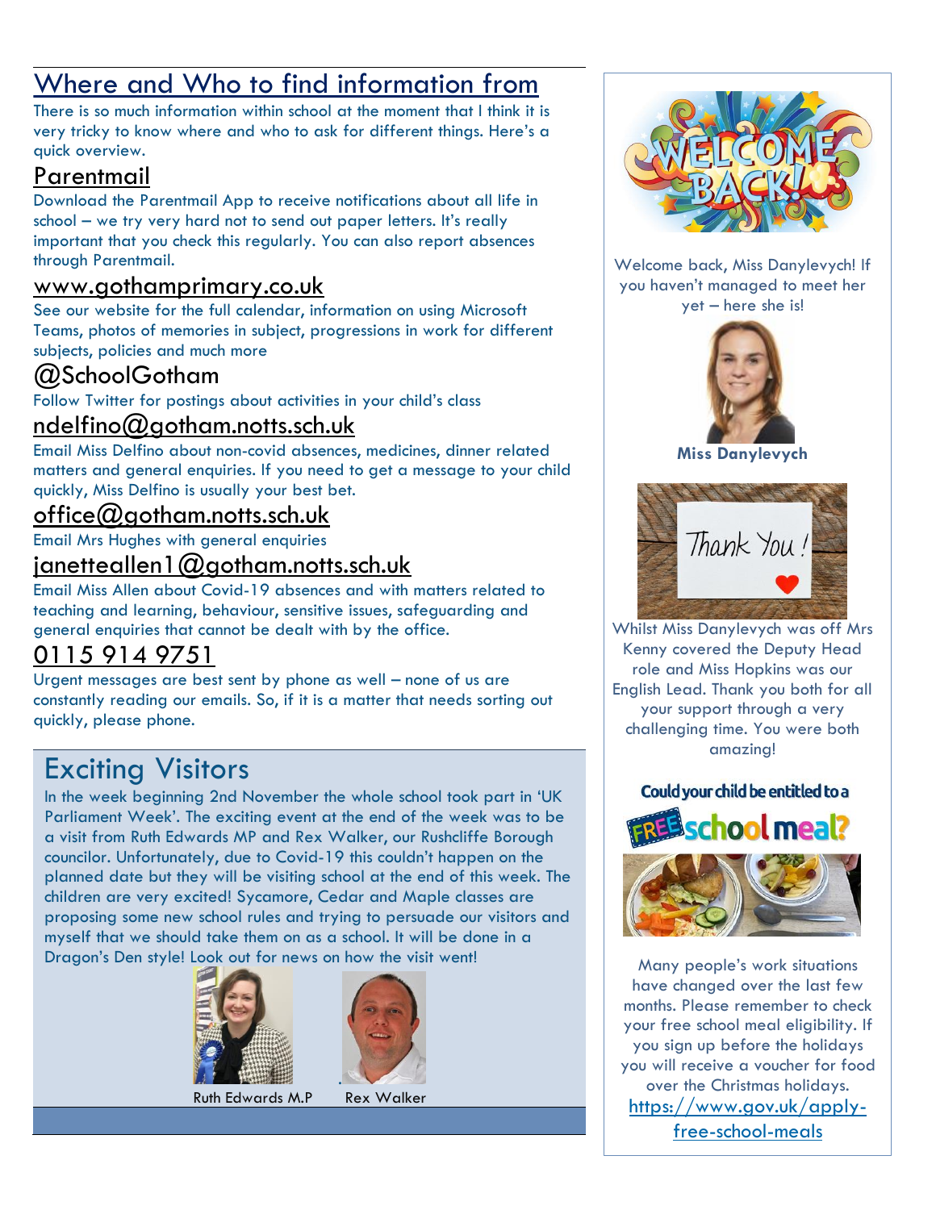## Where and Who to find information from

There is so much information within school at the moment that I think it is very tricky to know where and who to ask for different things. Here's a quick overview.

### Parentmail

Download the Parentmail App to receive notifications about all life in school – we try very hard not to send out paper letters. It's really important that you check this regularly. You can also report absences through Parentmail.

### www.gothamprimary.co.uk

See our website for the full calendar, information on using Microsoft Teams, photos of memories in subject, progressions in work for different subjects, policies and much more

### @SchoolGotham

Follow Twitter for postings about activities in your child's class

### ndelfino@gotham.notts.sch.uk

Email Miss Delfino about non-covid absences, medicines, dinner related matters and general enquiries. If you need to get a message to your child quickly, Miss Delfino is usually your best bet.

### office@gotham.notts.sch.uk

Email Mrs Hughes with general enquiries

### janetteallen1@gotham.notts.sch.uk

Email Miss Allen about Covid-19 absences and with matters related to teaching and learning, behaviour, sensitive issues, safeguarding and general enquiries that cannot be dealt with by the office.

### 0115 914 9751

Urgent messages are best sent by phone as well – none of us are constantly reading our emails. So, if it is a matter that needs sorting out quickly, please phone.

## Exciting Visitors

In the week beginning 2nd November the whole school took part in 'UK Parliament Week'. The exciting event at the end of the week was to be a visit from Ruth Edwards MP and Rex Walker, our Rushcliffe Borough councilor. Unfortunately, due to Covid-19 this couldn't happen on the planned date but they will be visiting school at the end of this week. The children are very excited! Sycamore, Cedar and Maple classes are proposing some new school rules and trying to persuade our visitors and myself that we should take them on as a school. It will be done in a Dragon's Den style! Look out for news on how the visit went!

Ruth Edwards M.P

Rex Walker

WELCOME BACK!

Welcome back, Miss Danylevych! If you haven't managed to meet her yet – here she is!

**Miss Danylevych**

Thank You!

Whilst Miss Danylevych was off Mrs Kenny covered the Deputy Head role and Miss Hopkins was our English Lead. Thank you both for all your support through a very challenging time. You were both amazing!

**Could your child be entitled to a FREE school meal?**

Many people's work situations have changed over the last few months. Please remember to check your free school meal eligibility. If you sign up before the holidays you will receive a voucher for food over the Christmas holidays.

https://www.gov.uk/apply-free-school-meals